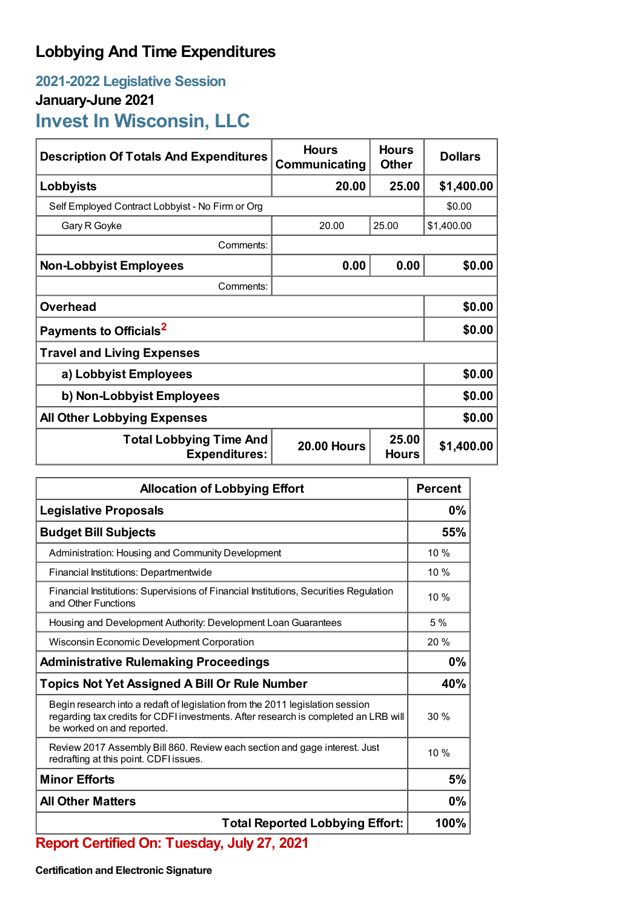# Lobbying And Time Expenditures

## 2021-2022 Legislative Session

### January-June 2021

## Invest In Wisconsin, LLC

| Description Of Totals And Expenditures | Hours Communicating | Hours Other | Dollars |
|---|---|---|---|
| **Lobbyists** | **20.00** | **25.00** | **$1,400.00** |
| Self Employed Contract Lobbyist - No Firm or Org | | | $0.00 |
| Gary R Goyke | 20.00 | 25.00 | $1,400.00 |
| Comments: | | | |
| **Non-Lobbyist Employees** | **0.00** | **0.00** | **$0.00** |
| Comments: | | | |
| **Overhead** | | | **$0.00** |
| **Payments to Officials**[2] | | | **$0.00** |
| **Travel and Living Expenses** | | | |
| **a) Lobbyist Employees** | | | **$0.00** |
| **b) Non-Lobbyist Employees** | | | **$0.00** |
| **All Other Lobbying Expenses** | | | **$0.00** |
| **Total Lobbying Time And Expenditures:** | **20.00 Hours** | **25.00 Hours** | **$1,400.00** |

| Allocation of Lobbying Effort | Percent |
|---|---|
| **Legislative Proposals** | **0%** |
| **Budget Bill Subjects** | **55%** |
| Administration: Housing and Community Development | 10 % |
| Financial Institutions: Departmentwide | 10 % |
| Financial Institutions: Supervisions of Financial Institutions, Securities Regulation and Other Functions | 10 % |
| Housing and Development Authority: Development Loan Guarantees | 5 % |
| Wisconsin Economic Development Corporation | 20 % |
| **Administrative Rulemaking Proceedings** | **0%** |
| **Topics Not Yet Assigned A Bill Or Rule Number** | **40%** |
| Begin research into a redaft of legislation from the 2011 legislation session regarding tax credits for CDFI investments. After research is completed an LRB will be worked on and reported. | 30 % |
| Review 2017 Assembly Bill 860. Review each section and gage interest. Just redrafting at this point. CDFI issues. | 10 % |
| **Minor Efforts** | **5%** |
| **All Other Matters** | **0%** |
| **Total Reported Lobbying Effort:** | **100%** |

**Report Certified On: Tuesday, July 27, 2021**

**Certification and Electronic Signature**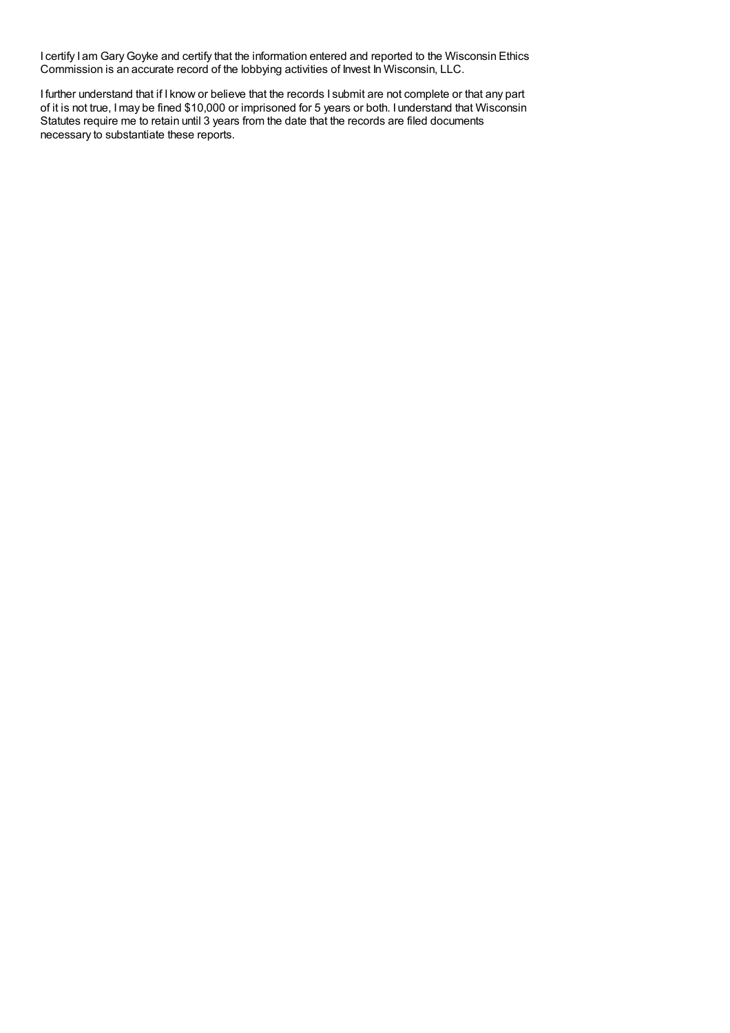I certify I am Gary Goyke and certify that the information entered and reported to the Wisconsin Ethics Commission is an accurate record of the lobbying activities of Invest In Wisconsin, LLC.

I further understand that if I know or believe that the records I submit are not complete or that any part of it is not true, I may be fined $10,000 or imprisoned for 5 years or both. I understand that Wisconsin Statutes require me to retain until 3 years from the date that the records are filed documents necessary to substantiate these reports.